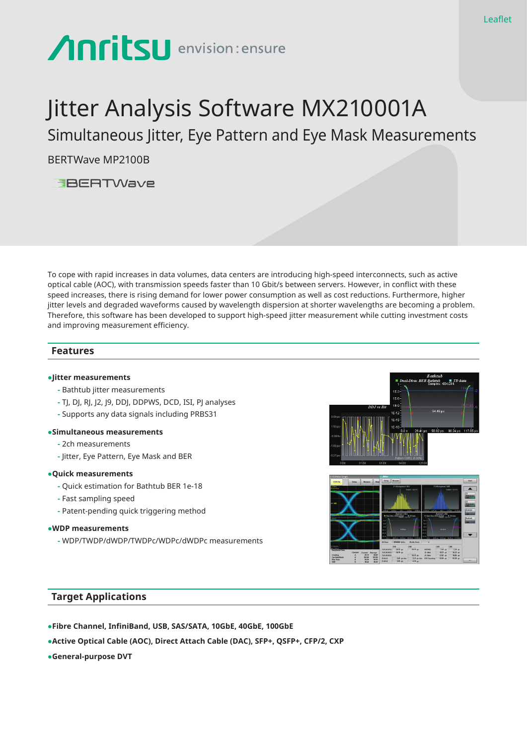Leaflet

Anritsu envision : ensure

# Jitter Analysis Software MX210001A

## Simultaneous Jitter, Eye Pattern and Eye Mask Measurements

BERTWave MP2100B

BERTWave

To cope with rapid increases in data volumes, data centers are introducing high-speed interconnects, such as active optical cable (AOC), with transmission speeds faster than 10 Gbit/s between servers. However, in conflict with these speed increases, there is rising demand for lower power consumption as well as cost reductions. Furthermore, higher jitter levels and degraded waveforms caused by wavelength dispersion at shorter wavelengths are becoming a problem. Therefore, this software has been developed to support high-speed jitter measurement while cutting investment costs and improving measurement efficiency.

## Features

- **Jitter measurements**
  - Bathtub jitter measurements
  - TJ, DJ, RJ, J2, J9, DDJ, DDPWS, DCD, ISI, PJ analyses
  - Supports any data signals including PRBS31
- **Simultaneous measurements**
  - 2ch measurements
  - Jitter, Eye Pattern, Eye Mask and BER
- **Quick measurements**
  - Quick estimation for Bathtub BER 1e-18
  - Fast sampling speed
  - Patent-pending quick triggering method
- **WDP measurements**
  - WDP/TWDP/dWDP/TWDPc/WDPc/dWDPc measurements

## Target Applications

- **Fibre Channel, InfiniBand, USB, SAS/SATA, 10GbE, 40GbE, 100GbE**
- **Active Optical Cable (AOC), Direct Attach Cable (DAC), SFP+, QSFP+, CFP/2, CXP**
- **General-purpose DVT**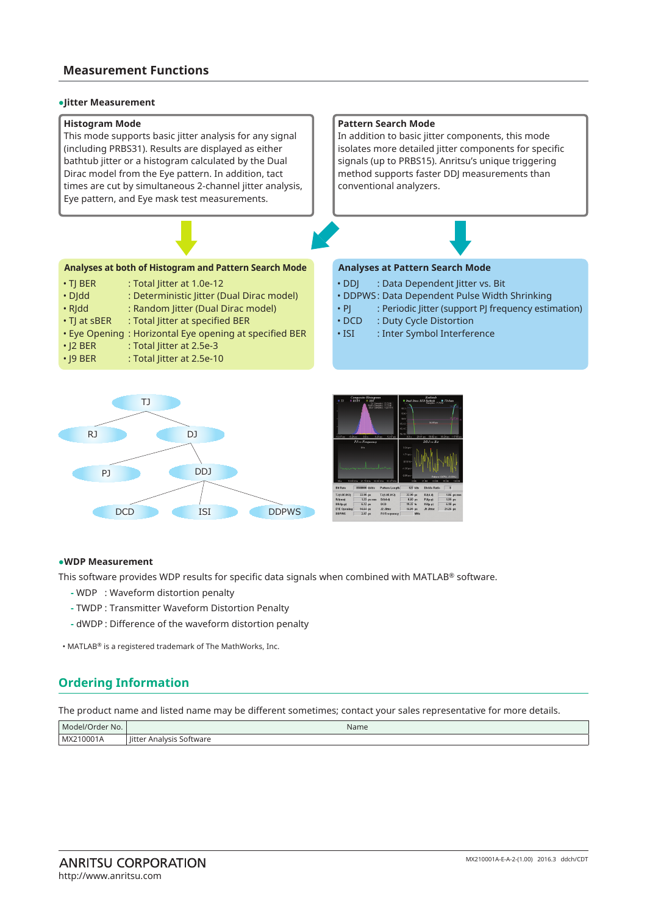## Measurement Functions

### •Jitter Measurement

**Histogram Mode**
This mode supports basic jitter analysis for any signal (including PRBS31). Results are displayed as either bathtub jitter or a histogram calculated by the Dual Dirac model from the Eye pattern. In addition, tact times are cut by simultaneous 2-channel jitter analysis, Eye pattern, and Eye mask test measurements.

**Pattern Search Mode**
In addition to basic jitter components, this mode isolates more detailed jitter components for specific signals (up to PRBS15). Anritsu's unique triggering method supports faster DDJ measurements than conventional analyzers.

**Analyses at both of Histogram and Pattern Search Mode**

- TJ BER : Total Jitter at 1.0e-12
- DJdd : Deterministic Jitter (Dual Dirac model)
- RJdd : Random Jitter (Dual Dirac model)
- TJ at sBER : Total Jitter at specified BER
- Eye Opening : Horizontal Eye opening at specified BER
- J2 BER : Total Jitter at 2.5e-3
- J9 BER : Total Jitter at 2.5e-10

**Analyses at Pattern Search Mode**

- DDJ : Data Dependent Jitter vs. Bit
- DDPWS : Data Dependent Pulse Width Shrinking
- PJ : Periodic Jitter (support PJ frequency estimation)
- DCD : Duty Cycle Distortion
- ISI : Inter Symbol Interference

TJ
RJ
DJ
PJ
DDJ
DCD
ISI
DDPWS

### •WDP Measurement

This software provides WDP results for specific data signals when combined with MATLAB® software.

- WDP : Waveform distortion penalty
- TWDP : Transmitter Waveform Distortion Penalty
- dWDP : Difference of the waveform distortion penalty

• MATLAB® is a registered trademark of The MathWorks, Inc.

## Ordering Information

The product name and listed name may be different sometimes; contact your sales representative for more details.

| Model/Order No. | Name |
|---|---|
| MX210001A | Jitter Analysis Software |

ANRITSU CORPORATION
http://www.anritsu.com

MX210001A-E-A-2-(1.00) 2016.3 ddch/CDT